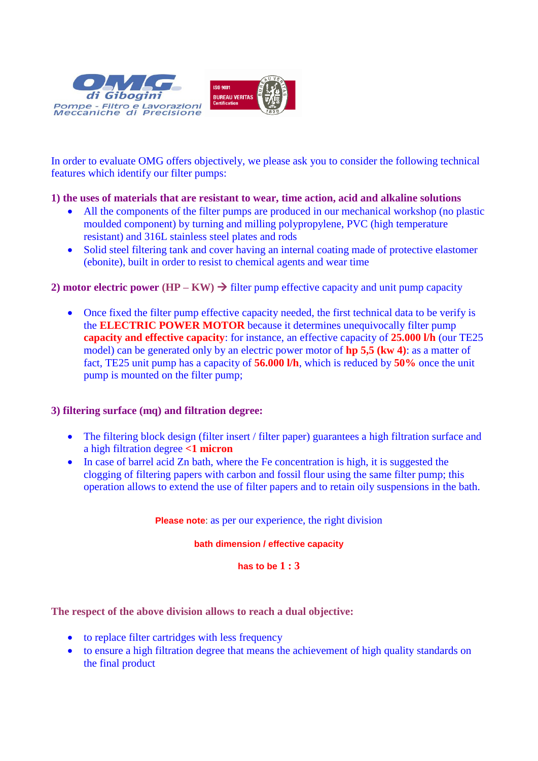OMG di Gibogini
Pompe - Filtro e Lavorazioni Meccaniche di Precisione

ISO 9001 BUREAU VERITAS Certification

In order to evaluate OMG offers objectively, we please ask you to consider the following technical features which identify our filter pumps:

**1) the uses of materials that are resistant to wear, time action, acid and alkaline solutions**

- All the components of the filter pumps are produced in our mechanical workshop (no plastic moulded component) by turning and milling polypropylene, PVC (high temperature resistant) and 316L stainless steel plates and rods
- Solid steel filtering tank and cover having an internal coating made of protective elastomer (ebonite), built in order to resist to chemical agents and wear time

**2) motor electric power (HP – KW)** → filter pump effective capacity and unit pump capacity

- Once fixed the filter pump effective capacity needed, the first technical data to be verify is the **ELECTRIC POWER MOTOR** because it determines unequivocally filter pump **capacity and effective capacity**: for instance, an effective capacity of **25.000 l/h** (our TE25 model) can be generated only by an electric power motor of **hp 5,5 (kw 4)**: as a matter of fact, TE25 unit pump has a capacity of **56.000 l/h**, which is reduced by **50%** once the unit pump is mounted on the filter pump;

**3) filtering surface (mq) and filtration degree:**

- The filtering block design (filter insert / filter paper) guarantees a high filtration surface and a high filtration degree **<1 micron**
- In case of barrel acid Zn bath, where the Fe concentration is high, it is suggested the clogging of filtering papers with carbon and fossil flour using the same filter pump; this operation allows to extend the use of filter papers and to retain oily suspensions in the bath.

**Please note**: as per our experience, the right division

**bath dimension / effective capacity**

**has to be 1 : 3**

**The respect of the above division allows to reach a dual objective:**

- to replace filter cartridges with less frequency
- to ensure a high filtration degree that means the achievement of high quality standards on the final product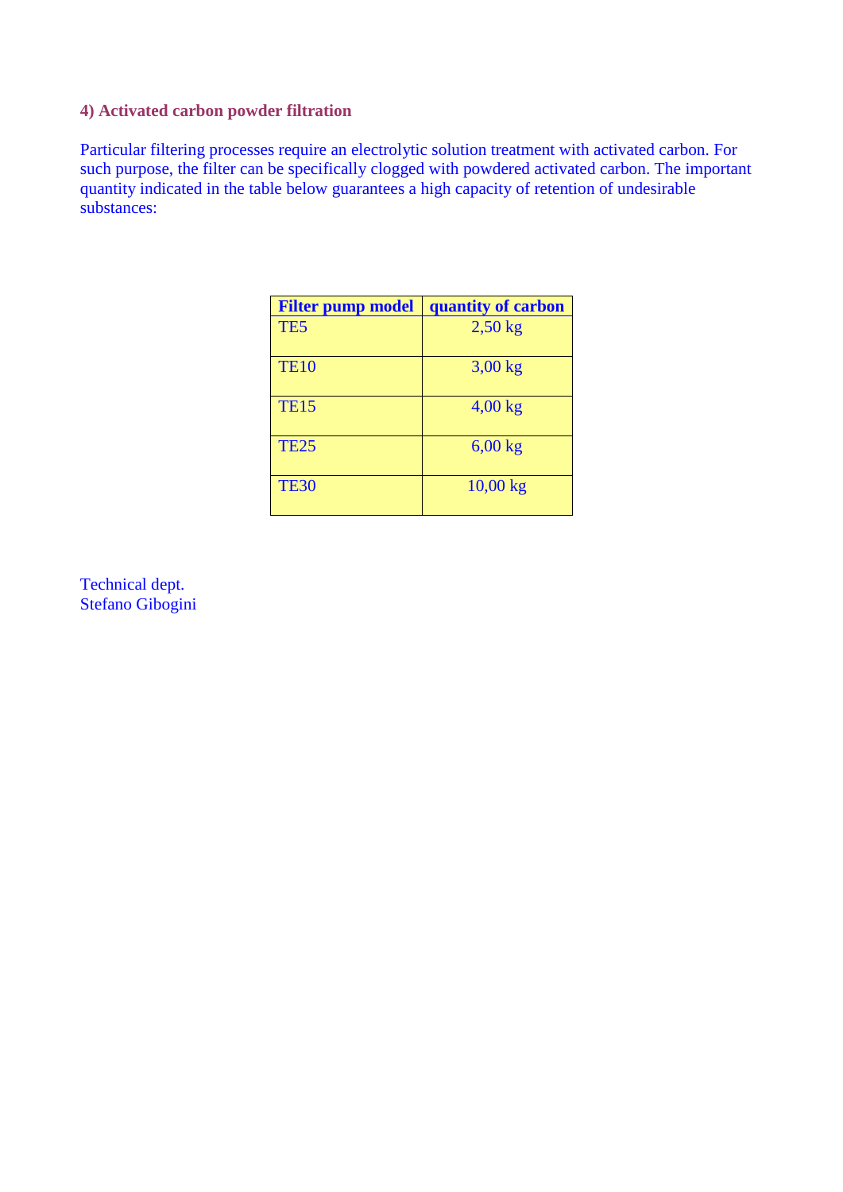### 4) Activated carbon powder filtration

Particular filtering processes require an electrolytic solution treatment with activated carbon. For such purpose, the filter can be specifically clogged with powdered activated carbon. The important quantity indicated in the table below guarantees a high capacity of retention of undesirable substances:

| **Filter pump model** | **quantity of carbon** |
|---|---|
| TE5 | 2,50 kg |
| TE10 | 3,00 kg |
| TE15 | 4,00 kg |
| TE25 | 6,00 kg |
| TE30 | 10,00 kg |

Technical dept.
Stefano Gibogini